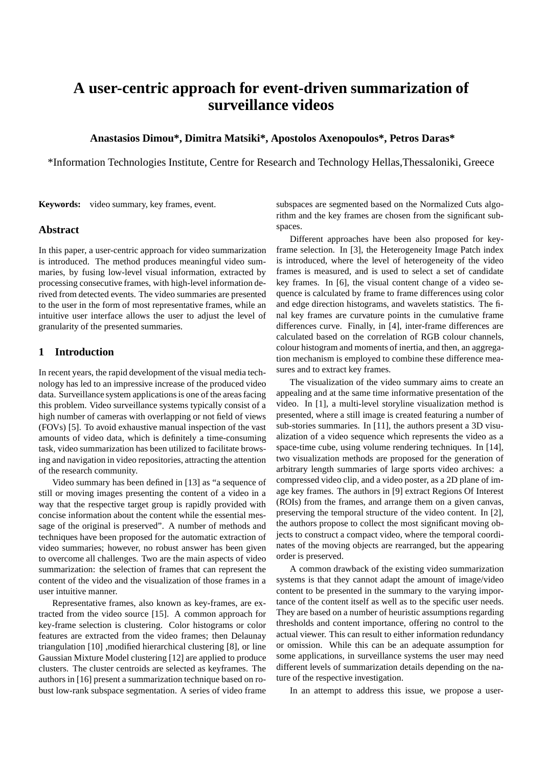# A user-centric approach for event-driven summarization of surveillance videos

**Anastasios Dimou\*, Dimitra Matsiki\*, Apostolos Axenopoulos\*, Petros Daras\***

\*Information Technologies Institute, Centre for Research and Technology Hellas,Thessaloniki, Greece

**Keywords:** video summary, key frames, event.

## Abstract

In this paper, a user-centric approach for video summarization is introduced. The method produces meaningful video summaries, by fusing low-level visual information, extracted by processing consecutive frames, with high-level information derived from detected events. The video summaries are presented to the user in the form of most representative frames, while an intuitive user interface allows the user to adjust the level of granularity of the presented summaries.

## 1 Introduction

In recent years, the rapid development of the visual media technology has led to an impressive increase of the produced video data. Surveillance system applications is one of the areas facing this problem. Video surveillance systems typically consist of a high number of cameras with overlapping or not field of views (FOVs) [5]. To avoid exhaustive manual inspection of the vast amounts of video data, which is definitely a time-consuming task, video summarization has been utilized to facilitate browsing and navigation in video repositories, attracting the attention of the research community.

Video summary has been defined in [13] as "a sequence of still or moving images presenting the content of a video in a way that the respective target group is rapidly provided with concise information about the content while the essential message of the original is preserved". A number of methods and techniques have been proposed for the automatic extraction of video summaries; however, no robust answer has been given to overcome all challenges. Two are the main aspects of video summarization: the selection of frames that can represent the content of the video and the visualization of those frames in a user intuitive manner.

Representative frames, also known as key-frames, are extracted from the video source [15]. A common approach for key-frame selection is clustering. Color histograms or color features are extracted from the video frames; then Delaunay triangulation [10] ,modified hierarchical clustering [8], or line Gaussian Mixture Model clustering [12] are applied to produce clusters. The cluster centroids are selected as keyframes. The authors in [16] present a summarization technique based on robust low-rank subspace segmentation. A series of video frame subspaces are segmented based on the Normalized Cuts algorithm and the key frames are chosen from the significant subspaces.

Different approaches have been also proposed for key-frame selection. In [3], the Heterogeneity Image Patch index is introduced, where the level of heterogeneity of the video frames is measured, and is used to select a set of candidate key frames. In [6], the visual content change of a video sequence is calculated by frame to frame differences using color and edge direction histograms, and wavelets statistics. The final key frames are curvature points in the cumulative frame differences curve. Finally, in [4], inter-frame differences are calculated based on the correlation of RGB colour channels, colour histogram and moments of inertia, and then, an aggregation mechanism is employed to combine these difference measures and to extract key frames.

The visualization of the video summary aims to create an appealing and at the same time informative presentation of the video. In [1], a multi-level storyline visualization method is presented, where a still image is created featuring a number of sub-stories summaries. In [11], the authors present a 3D visualization of a video sequence which represents the video as a space-time cube, using volume rendering techniques. In [14], two visualization methods are proposed for the generation of arbitrary length summaries of large sports video archives: a compressed video clip, and a video poster, as a 2D plane of image key frames. The authors in [9] extract Regions Of Interest (ROIs) from the frames, and arrange them on a given canvas, preserving the temporal structure of the video content. In [2], the authors propose to collect the most significant moving objects to construct a compact video, where the temporal coordinates of the moving objects are rearranged, but the appearing order is preserved.

A common drawback of the existing video summarization systems is that they cannot adapt the amount of image/video content to be presented in the summary to the varying importance of the content itself as well as to the specific user needs. They are based on a number of heuristic assumptions regarding thresholds and content importance, offering no control to the actual viewer. This can result to either information redundancy or omission. While this can be an adequate assumption for some applications, in surveillance systems the user may need different levels of summarization details depending on the nature of the respective investigation.

In an attempt to address this issue, we propose a user-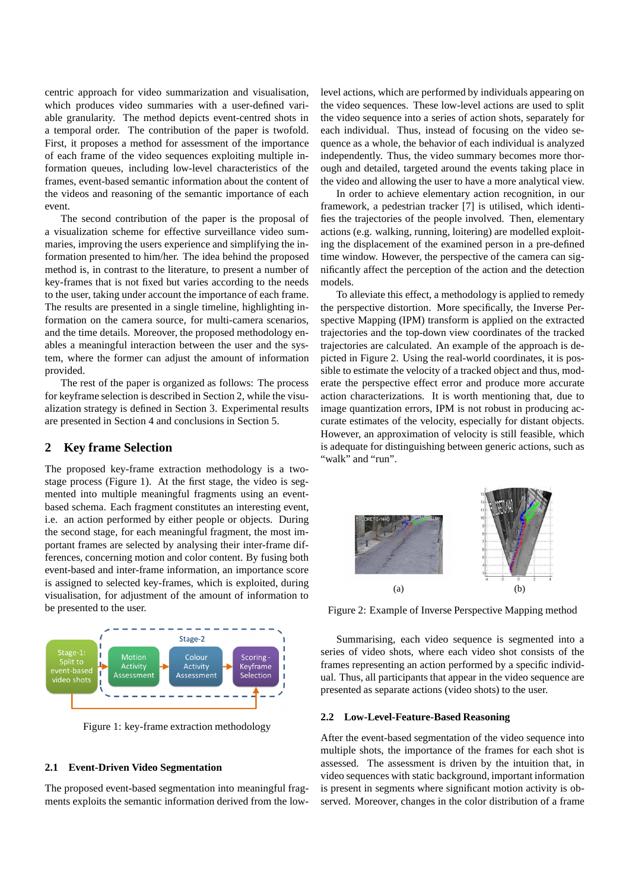centric approach for video summarization and visualisation, which produces video summaries with a user-defined variable granularity. The method depicts event-centred shots in a temporal order. The contribution of the paper is twofold. First, it proposes a method for assessment of the importance of each frame of the video sequences exploiting multiple information queues, including low-level characteristics of the frames, event-based semantic information about the content of the videos and reasoning of the semantic importance of each event.

The second contribution of the paper is the proposal of a visualization scheme for effective surveillance video summaries, improving the users experience and simplifying the information presented to him/her. The idea behind the proposed method is, in contrast to the literature, to present a number of key-frames that is not fixed but varies according to the needs to the user, taking under account the importance of each frame. The results are presented in a single timeline, highlighting information on the camera source, for multi-camera scenarios, and the time details. Moreover, the proposed methodology enables a meaningful interaction between the user and the system, where the former can adjust the amount of information provided.

The rest of the paper is organized as follows: The process for keyframe selection is described in Section 2, while the visualization strategy is defined in Section 3. Experimental results are presented in Section 4 and conclusions in Section 5.

## 2 Key frame Selection

The proposed key-frame extraction methodology is a two-stage process (Figure 1). At the first stage, the video is segmented into multiple meaningful fragments using an event-based schema. Each fragment constitutes an interesting event, i.e. an action performed by either people or objects. During the second stage, for each meaningful fragment, the most important frames are selected by analysing their inter-frame differences, concerning motion and color content. By fusing both event-based and inter-frame information, an importance score is assigned to selected key-frames, which is exploited, during visualisation, for adjustment of the amount of information to be presented to the user.

Stage-1: Split to event-based video shots
Stage-2
Motion Activity Assessment
Colour Activity Assessment
Scoring - Keyframe Selection

Figure 1: key-frame extraction methodology

### 2.1 Event-Driven Video Segmentation

The proposed event-based segmentation into meaningful fragments exploits the semantic information derived from the low-level actions, which are performed by individuals appearing on the video sequences. These low-level actions are used to split the video sequence into a series of action shots, separately for each individual. Thus, instead of focusing on the video sequence as a whole, the behavior of each individual is analyzed independently. Thus, the video summary becomes more thorough and detailed, targeted around the events taking place in the video and allowing the user to have a more analytical view.

In order to achieve elementary action recognition, in our framework, a pedestrian tracker [7] is utilised, which identifies the trajectories of the people involved. Then, elementary actions (e.g. walking, running, loitering) are modelled exploiting the displacement of the examined person in a pre-defined time window. However, the perspective of the camera can significantly affect the perception of the action and the detection models.

To alleviate this effect, a methodology is applied to remedy the perspective distortion. More specifically, the Inverse Perspective Mapping (IPM) transform is applied on the extracted trajectories and the top-down view coordinates of the tracked trajectories are calculated. An example of the approach is depicted in Figure 2. Using the real-world coordinates, it is possible to estimate the velocity of a tracked object and thus, moderate the perspective effect error and produce more accurate action characterizations. It is worth mentioning that, due to image quantization errors, IPM is not robust in producing accurate estimates of the velocity, especially for distant objects. However, an approximation of velocity is still feasible, which is adequate for distinguishing between generic actions, such as "walk" and "run".

(a) (b)

Figure 2: Example of Inverse Perspective Mapping method

Summarising, each video sequence is segmented into a series of video shots, where each video shot consists of the frames representing an action performed by a specific individual. Thus, all participants that appear in the video sequence are presented as separate actions (video shots) to the user.

### 2.2 Low-Level-Feature-Based Reasoning

After the event-based segmentation of the video sequence into multiple shots, the importance of the frames for each shot is assessed. The assessment is driven by the intuition that, in video sequences with static background, important information is present in segments where significant motion activity is observed. Moreover, changes in the color distribution of a frame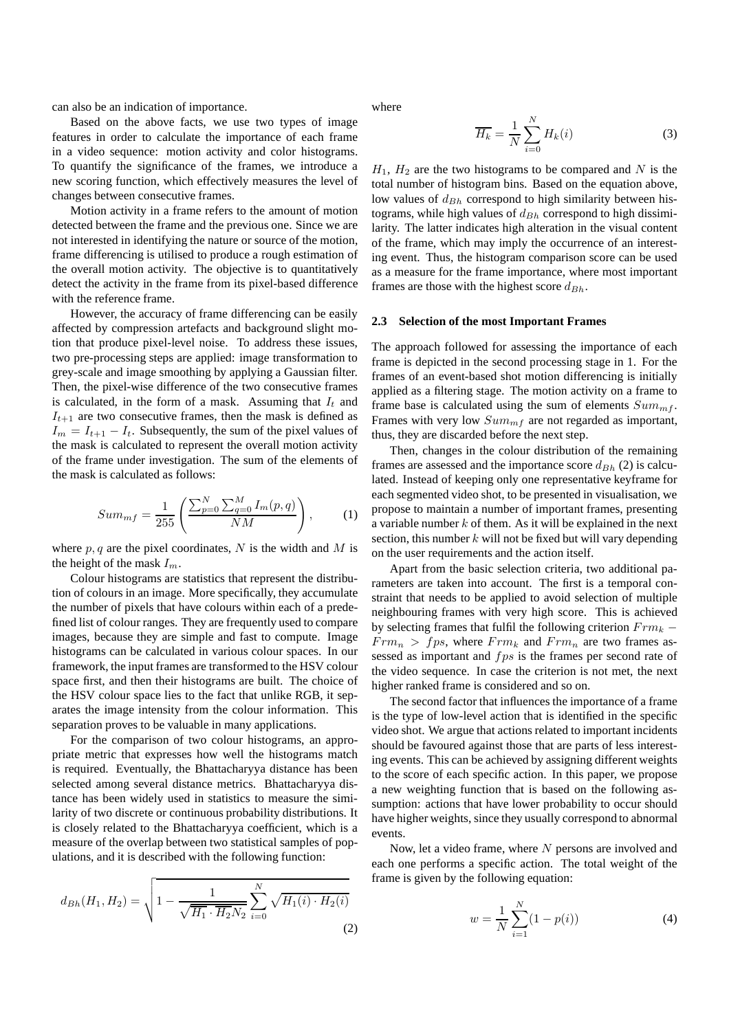can also be an indication of importance.

Based on the above facts, we use two types of image features in order to calculate the importance of each frame in a video sequence: motion activity and color histograms. To quantify the significance of the frames, we introduce a new scoring function, which effectively measures the level of changes between consecutive frames.

Motion activity in a frame refers to the amount of motion detected between the frame and the previous one. Since we are not interested in identifying the nature or source of the motion, frame differencing is utilised to produce a rough estimation of the overall motion activity. The objective is to quantitatively detect the activity in the frame from its pixel-based difference with the reference frame.

However, the accuracy of frame differencing can be easily affected by compression artefacts and background slight motion that produce pixel-level noise. To address these issues, two pre-processing steps are applied: image transformation to grey-scale and image smoothing by applying a Gaussian filter. Then, the pixel-wise difference of the two consecutive frames is calculated, in the form of a mask. Assuming that $I_t$ and $I_{t+1}$ are two consecutive frames, then the mask is defined as $I_m = I_{t+1} - I_t$. Subsequently, the sum of the pixel values of the mask is calculated to represent the overall motion activity of the frame under investigation. The sum of the elements of the mask is calculated as follows:

$$Sum_{mf} = \frac{1}{255}\left(\frac{\sum_{p=0}^{N}\sum_{q=0}^{M} I_m(p,q)}{NM}\right), \tag{1}$$

where $p, q$ are the pixel coordinates, $N$ is the width and $M$ is the height of the mask $I_m$.

Colour histograms are statistics that represent the distribution of colours in an image. More specifically, they accumulate the number of pixels that have colours within each of a predefined list of colour ranges. They are frequently used to compare images, because they are simple and fast to compute. Image histograms can be calculated in various colour spaces. In our framework, the input frames are transformed to the HSV colour space first, and then their histograms are built. The choice of the HSV colour space lies to the fact that unlike RGB, it separates the image intensity from the colour information. This separation proves to be valuable in many applications.

For the comparison of two colour histograms, an appropriate metric that expresses how well the histograms match is required. Eventually, the Bhattacharyya distance has been selected among several distance metrics. Bhattacharyya distance has been widely used in statistics to measure the similarity of two discrete or continuous probability distributions. It is closely related to the Bhattacharyya coefficient, which is a measure of the overlap between two statistical samples of populations, and it is described with the following function:

$$d_{Bh}(H_1, H_2) = \sqrt{1 - \frac{1}{\sqrt{\overline{H_1} \cdot \overline{H_2} N_2}} \sum_{i=0}^{N} \sqrt{H_1(i) \cdot H_2(i)}} \tag{2}$$

where

$$\overline{H_k} = \frac{1}{N}\sum_{i=0}^{N} H_k(i) \tag{3}$$

$H_1$, $H_2$ are the two histograms to be compared and $N$ is the total number of histogram bins. Based on the equation above, low values of $d_{Bh}$ correspond to high similarity between histograms, while high values of $d_{Bh}$ correspond to high dissimilarity. The latter indicates high alteration in the visual content of the frame, which may imply the occurrence of an interesting event. Thus, the histogram comparison score can be used as a measure for the frame importance, where most important frames are those with the highest score $d_{Bh}$.

### 2.3 Selection of the most Important Frames

The approach followed for assessing the importance of each frame is depicted in the second processing stage in 1. For the frames of an event-based shot motion differencing is initially applied as a filtering stage. The motion activity on a frame to frame base is calculated using the sum of elements $Sum_{mf}$. Frames with very low $Sum_{mf}$ are not regarded as important, thus, they are discarded before the next step.

Then, changes in the colour distribution of the remaining frames are assessed and the importance score $d_{Bh}$ (2) is calculated. Instead of keeping only one representative keyframe for each segmented video shot, to be presented in visualisation, we propose to maintain a number of important frames, presenting a variable number $k$ of them. As it will be explained in the next section, this number $k$ will not be fixed but will vary depending on the user requirements and the action itself.

Apart from the basic selection criteria, two additional parameters are taken into account. The first is a temporal constraint that needs to be applied to avoid selection of multiple neighbouring frames with very high score. This is achieved by selecting frames that fulfil the following criterion $Frm_k - Frm_n > fps$, where $Frm_k$ and $Frm_n$ are two frames assessed as important and $fps$ is the frames per second rate of the video sequence. In case the criterion is not met, the next higher ranked frame is considered and so on.

The second factor that influences the importance of a frame is the type of low-level action that is identified in the specific video shot. We argue that actions related to important incidents should be favoured against those that are parts of less interesting events. This can be achieved by assigning different weights to the score of each specific action. In this paper, we propose a new weighting function that is based on the following assumption: actions that have lower probability to occur should have higher weights, since they usually correspond to abnormal events.

Now, let a video frame, where $N$ persons are involved and each one performs a specific action. The total weight of the frame is given by the following equation:

$$w = \frac{1}{N}\sum_{i=1}^{N}(1 - p(i)) \tag{4}$$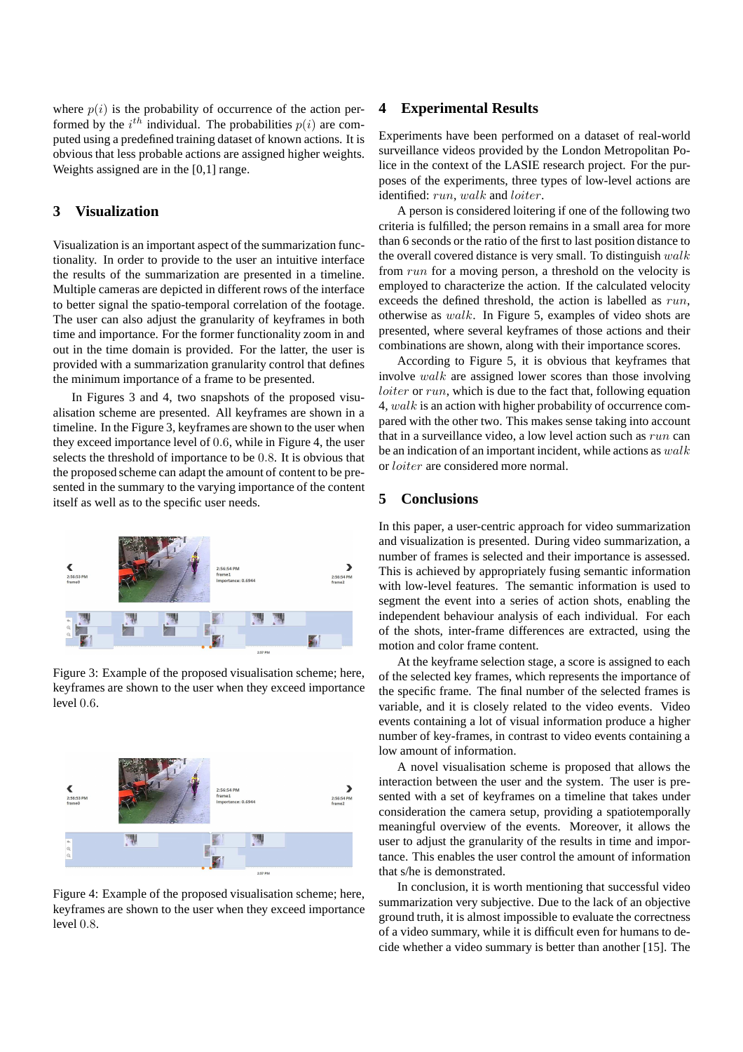where $p(i)$ is the probability of occurrence of the action performed by the $i^{th}$ individual. The probabilities $p(i)$ are computed using a predefined training dataset of known actions. It is obvious that less probable actions are assigned higher weights. Weights assigned are in the [0,1] range.

## 3 Visualization

Visualization is an important aspect of the summarization functionality. In order to provide to the user an intuitive interface the results of the summarization are presented in a timeline. Multiple cameras are depicted in different rows of the interface to better signal the spatio-temporal correlation of the footage. The user can also adjust the granularity of keyframes in both time and importance. For the former functionality zoom in and out in the time domain is provided. For the latter, the user is provided with a summarization granularity control that defines the minimum importance of a frame to be presented.

In Figures 3 and 4, two snapshots of the proposed visualisation scheme are presented. All keyframes are shown in a timeline. In the Figure 3, keyframes are shown to the user when they exceed importance level of $0.6$, while in Figure 4, the user selects the threshold of importance to be $0.8$. It is obvious that the proposed scheme can adapt the amount of content to be presented in the summary to the varying importance of the content itself as well as to the specific user needs.

Figure 3: Example of the proposed visualisation scheme; here, keyframes are shown to the user when they exceed importance level $0.6$.

Figure 4: Example of the proposed visualisation scheme; here, keyframes are shown to the user when they exceed importance level $0.8$.

## 4 Experimental Results

Experiments have been performed on a dataset of real-world surveillance videos provided by the London Metropolitan Police in the context of the LASIE research project. For the purposes of the experiments, three types of low-level actions are identified: $run$, $walk$ and $loiter$.

A person is considered loitering if one of the following two criteria is fulfilled; the person remains in a small area for more than 6 seconds or the ratio of the first to last position distance to the overall covered distance is very small. To distinguish $walk$ from $run$ for a moving person, a threshold on the velocity is employed to characterize the action. If the calculated velocity exceeds the defined threshold, the action is labelled as $run$, otherwise as $walk$. In Figure 5, examples of video shots are presented, where several keyframes of those actions and their combinations are shown, along with their importance scores.

According to Figure 5, it is obvious that keyframes that involve $walk$ are assigned lower scores than those involving $loiter$ or $run$, which is due to the fact that, following equation 4, $walk$ is an action with higher probability of occurrence compared with the other two. This makes sense taking into account that in a surveillance video, a low level action such as $run$ can be an indication of an important incident, while actions as $walk$ or $loiter$ are considered more normal.

## 5 Conclusions

In this paper, a user-centric approach for video summarization and visualization is presented. During video summarization, a number of frames is selected and their importance is assessed. This is achieved by appropriately fusing semantic information with low-level features. The semantic information is used to segment the event into a series of action shots, enabling the independent behaviour analysis of each individual. For each of the shots, inter-frame differences are extracted, using the motion and color frame content.

At the keyframe selection stage, a score is assigned to each of the selected key frames, which represents the importance of the specific frame. The final number of the selected frames is variable, and it is closely related to the video events. Video events containing a lot of visual information produce a higher number of key-frames, in contrast to video events containing a low amount of information.

A novel visualisation scheme is proposed that allows the interaction between the user and the system. The user is presented with a set of keyframes on a timeline that takes under consideration the camera setup, providing a spatiotemporally meaningful overview of the events. Moreover, it allows the user to adjust the granularity of the results in time and importance. This enables the user control the amount of information that s/he is demonstrated.

In conclusion, it is worth mentioning that successful video summarization very subjective. Due to the lack of an objective ground truth, it is almost impossible to evaluate the correctness of a video summary, while it is difficult even for humans to decide whether a video summary is better than another [15]. The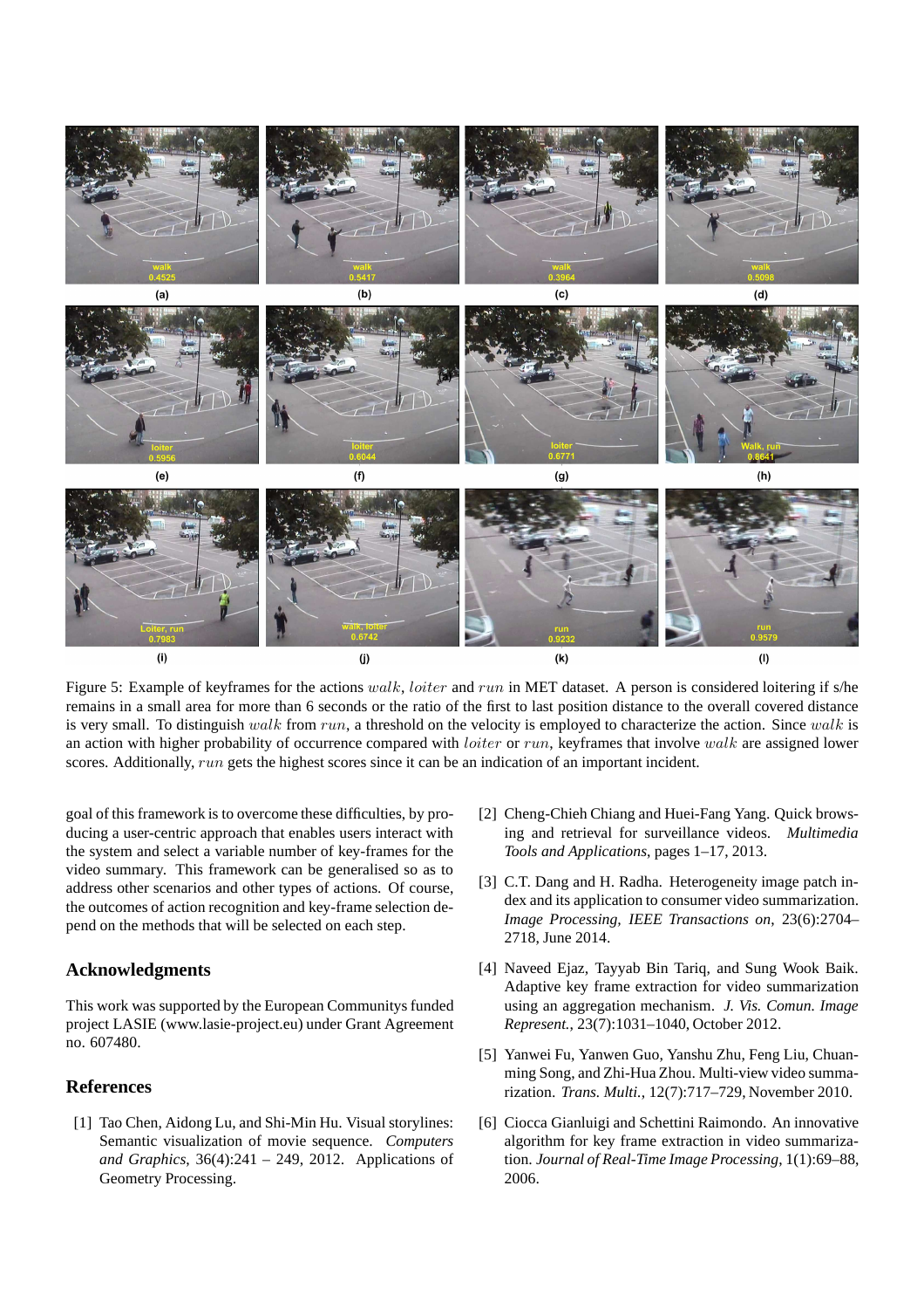Figure 5: Example of keyframes for the actions $walk$, $loiter$ and $run$ in MET dataset. A person is considered loitering if s/he remains in a small area for more than 6 seconds or the ratio of the first to last position distance to the overall covered distance is very small. To distinguish $walk$ from $run$, a threshold on the velocity is employed to characterize the action. Since $walk$ is an action with higher probability of occurrence compared with $loiter$ or $run$, keyframes that involve $walk$ are assigned lower scores. Additionally, $run$ gets the highest scores since it can be an indication of an important incident.

goal of this framework is to overcome these difficulties, by producing a user-centric approach that enables users interact with the system and select a variable number of key-frames for the video summary. This framework can be generalised so as to address other scenarios and other types of actions. Of course, the outcomes of action recognition and key-frame selection depend on the methods that will be selected on each step.

## Acknowledgments

This work was supported by the European Communitys funded project LASIE (www.lasie-project.eu) under Grant Agreement no. 607480.

## References

[1] Tao Chen, Aidong Lu, and Shi-Min Hu. Visual storylines: Semantic visualization of movie sequence. *Computers and Graphics*, 36(4):241 – 249, 2012. Applications of Geometry Processing.

[2] Cheng-Chieh Chiang and Huei-Fang Yang. Quick browsing and retrieval for surveillance videos. *Multimedia Tools and Applications*, pages 1–17, 2013.

[3] C.T. Dang and H. Radha. Heterogeneity image patch index and its application to consumer video summarization. *Image Processing, IEEE Transactions on*, 23(6):2704–2718, June 2014.

[4] Naveed Ejaz, Tayyab Bin Tariq, and Sung Wook Baik. Adaptive key frame extraction for video summarization using an aggregation mechanism. *J. Vis. Comun. Image Represent.*, 23(7):1031–1040, October 2012.

[5] Yanwei Fu, Yanwen Guo, Yanshu Zhu, Feng Liu, Chuanming Song, and Zhi-Hua Zhou. Multi-view video summarization. *Trans. Multi.*, 12(7):717–729, November 2010.

[6] Ciocca Gianluigi and Schettini Raimondo. An innovative algorithm for key frame extraction in video summarization. *Journal of Real-Time Image Processing*, 1(1):69–88, 2006.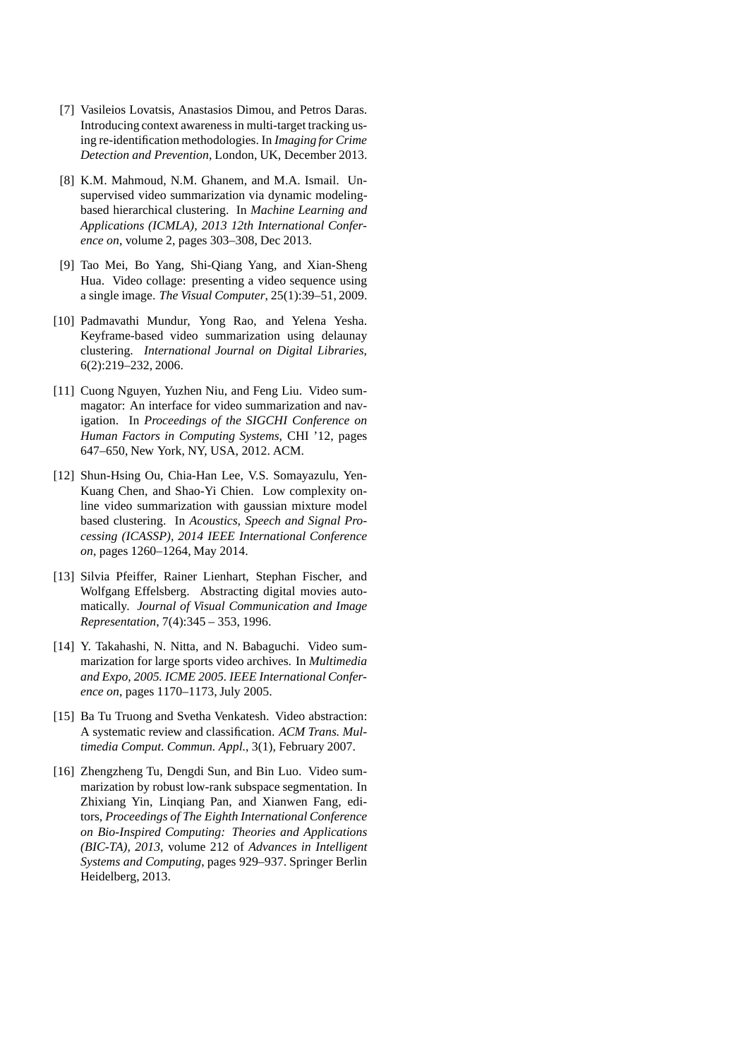[7] Vasileios Lovatsis, Anastasios Dimou, and Petros Daras. Introducing context awareness in multi-target tracking using re-identification methodologies. In *Imaging for Crime Detection and Prevention*, London, UK, December 2013.

[8] K.M. Mahmoud, N.M. Ghanem, and M.A. Ismail. Unsupervised video summarization via dynamic modeling-based hierarchical clustering. In *Machine Learning and Applications (ICMLA), 2013 12th International Conference on*, volume 2, pages 303–308, Dec 2013.

[9] Tao Mei, Bo Yang, Shi-Qiang Yang, and Xian-Sheng Hua. Video collage: presenting a video sequence using a single image. *The Visual Computer*, 25(1):39–51, 2009.

[10] Padmavathi Mundur, Yong Rao, and Yelena Yesha. Keyframe-based video summarization using delaunay clustering. *International Journal on Digital Libraries*, 6(2):219–232, 2006.

[11] Cuong Nguyen, Yuzhen Niu, and Feng Liu. Video summagator: An interface for video summarization and navigation. In *Proceedings of the SIGCHI Conference on Human Factors in Computing Systems*, CHI '12, pages 647–650, New York, NY, USA, 2012. ACM.

[12] Shun-Hsing Ou, Chia-Han Lee, V.S. Somayazulu, Yen-Kuang Chen, and Shao-Yi Chien. Low complexity online video summarization with gaussian mixture model based clustering. In *Acoustics, Speech and Signal Processing (ICASSP), 2014 IEEE International Conference on*, pages 1260–1264, May 2014.

[13] Silvia Pfeiffer, Rainer Lienhart, Stephan Fischer, and Wolfgang Effelsberg. Abstracting digital movies automatically. *Journal of Visual Communication and Image Representation*, 7(4):345 – 353, 1996.

[14] Y. Takahashi, N. Nitta, and N. Babaguchi. Video summarization for large sports video archives. In *Multimedia and Expo, 2005. ICME 2005. IEEE International Conference on*, pages 1170–1173, July 2005.

[15] Ba Tu Truong and Svetha Venkatesh. Video abstraction: A systematic review and classification. *ACM Trans. Multimedia Comput. Commun. Appl.*, 3(1), February 2007.

[16] Zhengzheng Tu, Dengdi Sun, and Bin Luo. Video summarization by robust low-rank subspace segmentation. In Zhixiang Yin, Linqiang Pan, and Xianwen Fang, editors, *Proceedings of The Eighth International Conference on Bio-Inspired Computing: Theories and Applications (BIC-TA), 2013*, volume 212 of *Advances in Intelligent Systems and Computing*, pages 929–937. Springer Berlin Heidelberg, 2013.